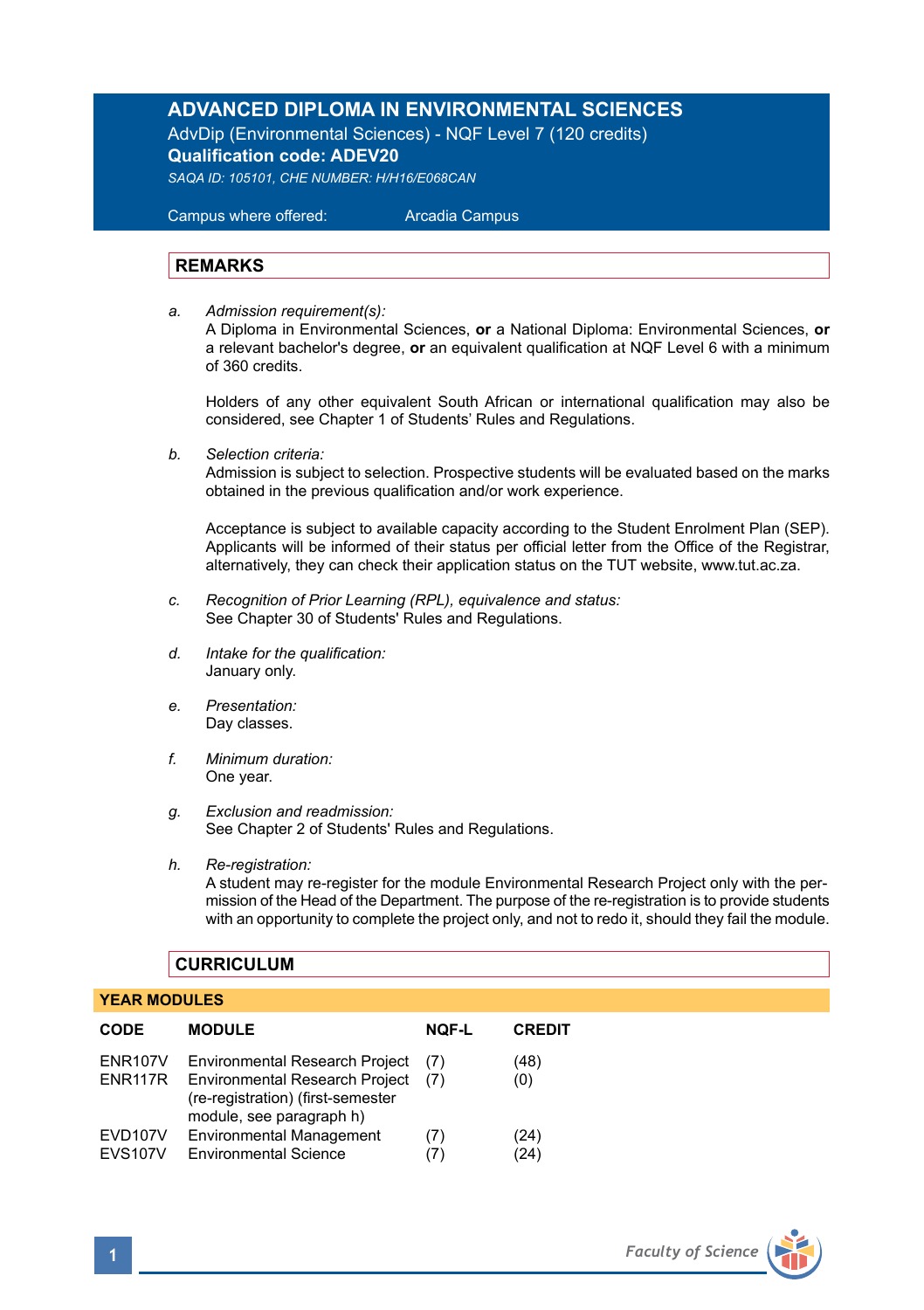# ADVANCED DIPLOMA IN ENVIRONMENTAL SCIENCES

AdvDip (Environmental Sciences) - NQF Level 7 (120 credits)

**Qualification code: ADEV20**

*SAQA ID: 105101, CHE NUMBER: H/H16/E068CAN*

Campus where offered: Arcadia Campus

## REMARKS

a. *Admission requirement(s):*
A Diploma in Environmental Sciences, **or** a National Diploma: Environmental Sciences, **or** a relevant bachelor's degree, **or** an equivalent qualification at NQF Level 6 with a minimum of 360 credits.

Holders of any other equivalent South African or international qualification may also be considered, see Chapter 1 of Students' Rules and Regulations.

b. *Selection criteria:*
Admission is subject to selection. Prospective students will be evaluated based on the marks obtained in the previous qualification and/or work experience.

Acceptance is subject to available capacity according to the Student Enrolment Plan (SEP). Applicants will be informed of their status per official letter from the Office of the Registrar, alternatively, they can check their application status on the TUT website, www.tut.ac.za.

c. *Recognition of Prior Learning (RPL), equivalence and status:*
See Chapter 30 of Students' Rules and Regulations.

d. *Intake for the qualification:*
January only.

e. *Presentation:*
Day classes.

f. *Minimum duration:*
One year.

g. *Exclusion and readmission:*
See Chapter 2 of Students' Rules and Regulations.

h. *Re-registration:*
A student may re-register for the module Environmental Research Project only with the permission of the Head of the Department. The purpose of the re-registration is to provide students with an opportunity to complete the project only, and not to redo it, should they fail the module.

## CURRICULUM

### YEAR MODULES

| CODE | MODULE | NQF-L | CREDIT |
|---|---|---|---|
| ENR107V | Environmental Research Project | (7) | (48) |
| ENR117R | Environmental Research Project (re-registration) (first-semester module, see paragraph h) | (7) | (0) |
| EVD107V | Environmental Management | (7) | (24) |
| EVS107V | Environmental Science | (7) | (24) |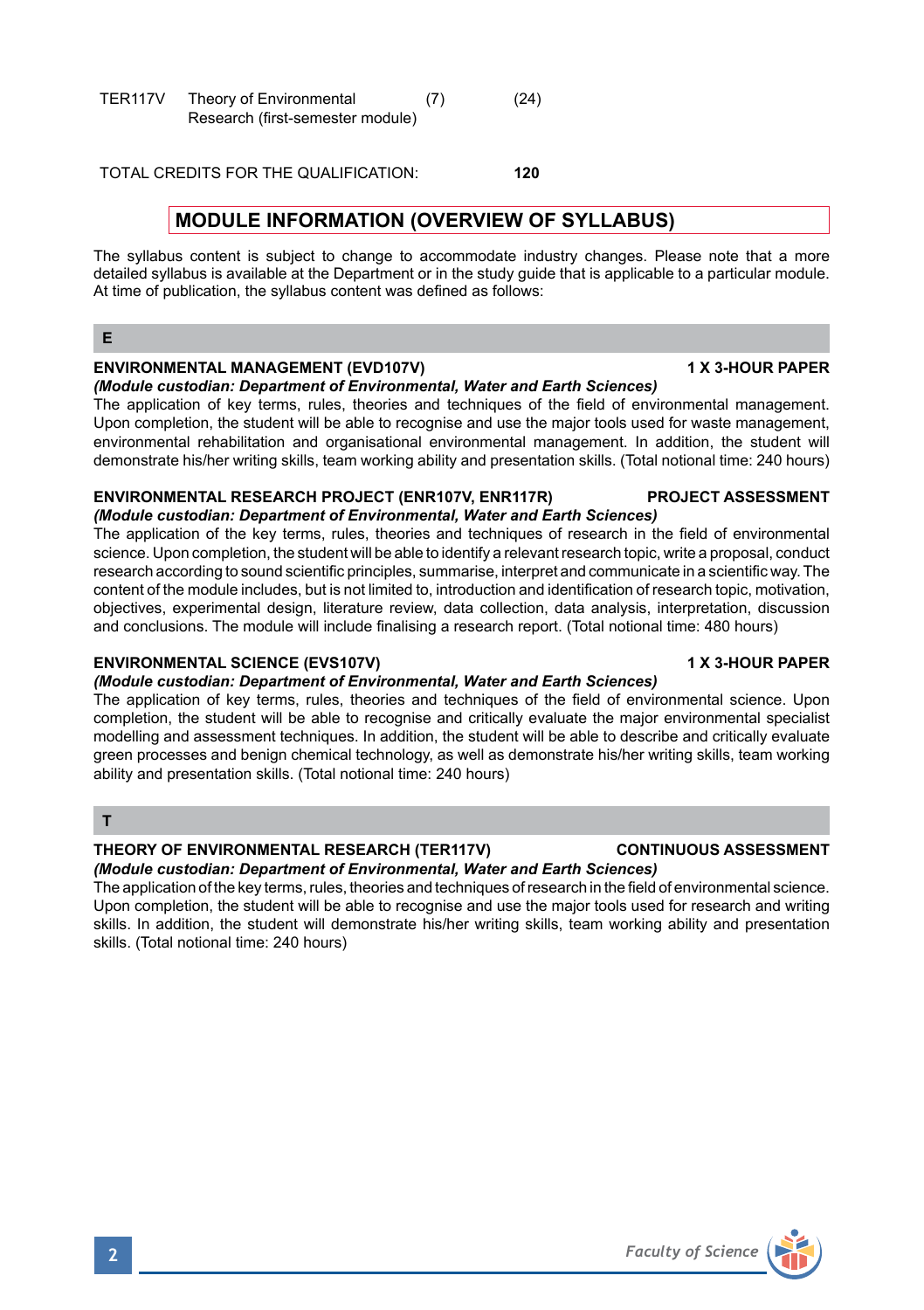| | | | |
|---|---|---|---|
| TER117V | Theory of Environmental Research (first-semester module) | (7) | (24) |

TOTAL CREDITS FOR THE QUALIFICATION: **120**

## MODULE INFORMATION (OVERVIEW OF SYLLABUS)

The syllabus content is subject to change to accommodate industry changes. Please note that a more detailed syllabus is available at the Department or in the study guide that is applicable to a particular module. At time of publication, the syllabus content was defined as follows:

### E

**ENVIRONMENTAL MANAGEMENT (EVD107V) — 1 X 3-HOUR PAPER**

***(Module custodian: Department of Environmental, Water and Earth Sciences)***

The application of key terms, rules, theories and techniques of the field of environmental management. Upon completion, the student will be able to recognise and use the major tools used for waste management, environmental rehabilitation and organisational environmental management. In addition, the student will demonstrate his/her writing skills, team working ability and presentation skills. (Total notional time: 240 hours)

**ENVIRONMENTAL RESEARCH PROJECT (ENR107V, ENR117R) — PROJECT ASSESSMENT**

***(Module custodian: Department of Environmental, Water and Earth Sciences)***

The application of the key terms, rules, theories and techniques of research in the field of environmental science. Upon completion, the student will be able to identify a relevant research topic, write a proposal, conduct research according to sound scientific principles, summarise, interpret and communicate in a scientific way. The content of the module includes, but is not limited to, introduction and identification of research topic, motivation, objectives, experimental design, literature review, data collection, data analysis, interpretation, discussion and conclusions. The module will include finalising a research report. (Total notional time: 480 hours)

**ENVIRONMENTAL SCIENCE (EVS107V) — 1 X 3-HOUR PAPER**

***(Module custodian: Department of Environmental, Water and Earth Sciences)***

The application of key terms, rules, theories and techniques of the field of environmental science. Upon completion, the student will be able to recognise and critically evaluate the major environmental specialist modelling and assessment techniques. In addition, the student will be able to describe and critically evaluate green processes and benign chemical technology, as well as demonstrate his/her writing skills, team working ability and presentation skills. (Total notional time: 240 hours)

### T

**THEORY OF ENVIRONMENTAL RESEARCH (TER117V) — CONTINUOUS ASSESSMENT**

***(Module custodian: Department of Environmental, Water and Earth Sciences)***

The application of the key terms, rules, theories and techniques of research in the field of environmental science. Upon completion, the student will be able to recognise and use the major tools used for research and writing skills. In addition, the student will demonstrate his/her writing skills, team working ability and presentation skills. (Total notional time: 240 hours)